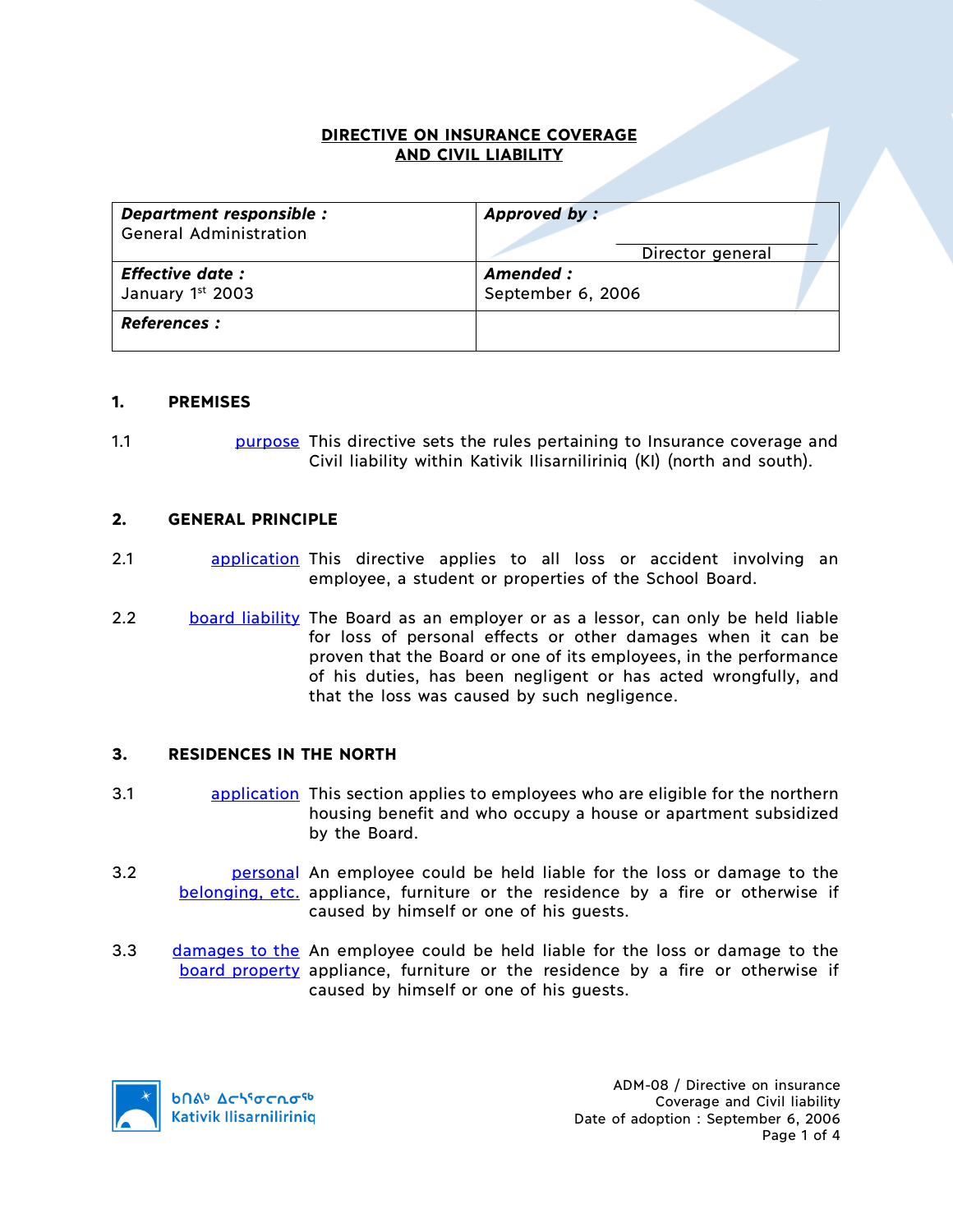# DIRECTIVE ON INSURANCE COVERAGE AND CIVIL LIABILITY

| ***Department responsible :*** General Administration | ***Approved by :*** Director general |
|---|---|
| ***Effective date :*** January 1st 2003 | ***Amended :*** September 6, 2006 |
| ***References :*** | |

## 1. PREMISES

1.1 purpose — This directive sets the rules pertaining to Insurance coverage and Civil liability within Kativik Ilisarniliriniq (KI) (north and south).

## 2. GENERAL PRINCIPLE

2.1 application — This directive applies to all loss or accident involving an employee, a student or properties of the School Board.

2.2 board liability — The Board as an employer or as a lessor, can only be held liable for loss of personal effects or other damages when it can be proven that the Board or one of its employees, in the performance of his duties, has been negligent or has acted wrongfully, and that the loss was caused by such negligence.

## 3. RESIDENCES IN THE NORTH

3.1 application — This section applies to employees who are eligible for the northern housing benefit and who occupy a house or apartment subsidized by the Board.

3.2 personal belonging, etc. — An employee could be held liable for the loss or damage to the appliance, furniture or the residence by a fire or otherwise if caused by himself or one of his guests.

3.3 damages to the board property — An employee could be held liable for the loss or damage to the appliance, furniture or the residence by a fire or otherwise if caused by himself or one of his guests.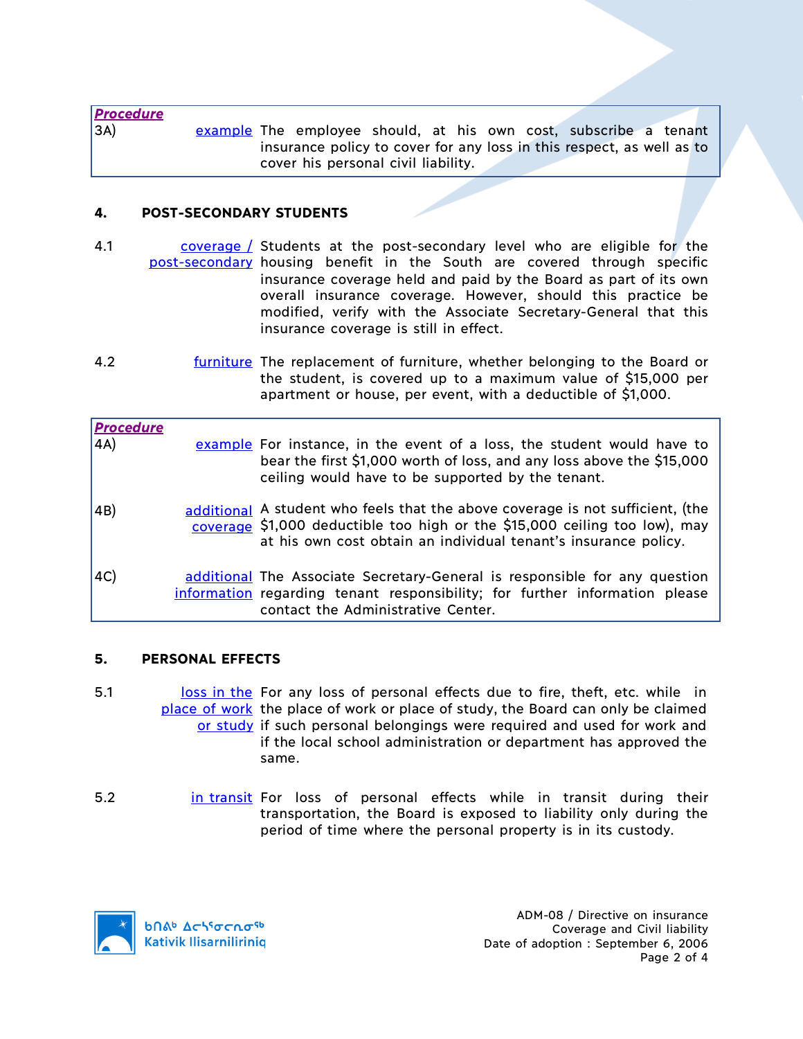| ***Procedure*** | | |
|---|---|---|
| 3A) | example | The employee should, at his own cost, subscribe a tenant insurance policy to cover for any loss in this respect, as well as to cover his personal civil liability. |

## 4. POST-SECONDARY STUDENTS

4.1 coverage / post-secondary — Students at the post-secondary level who are eligible for the housing benefit in the South are covered through specific insurance coverage held and paid by the Board as part of its own overall insurance coverage. However, should this practice be modified, verify with the Associate Secretary-General that this insurance coverage is still in effect.

4.2 furniture — The replacement of furniture, whether belonging to the Board or the student, is covered up to a maximum value of $15,000 per apartment or house, per event, with a deductible of $1,000.

| ***Procedure*** | | |
|---|---|---|
| 4A) | example | For instance, in the event of a loss, the student would have to bear the first $1,000 worth of loss, and any loss above the $15,000 ceiling would have to be supported by the tenant. |
| 4B) | additional coverage | A student who feels that the above coverage is not sufficient, (the $1,000 deductible too high or the $15,000 ceiling too low), may at his own cost obtain an individual tenant's insurance policy. |
| 4C) | additional information | The Associate Secretary-General is responsible for any question regarding tenant responsibility; for further information please contact the Administrative Center. |

## 5. PERSONAL EFFECTS

5.1 loss in the place of work or study — For any loss of personal effects due to fire, theft, etc. while in the place of work or place of study, the Board can only be claimed if such personal belongings were required and used for work and if the local school administration or department has approved the same.

5.2 in transit — For loss of personal effects while in transit during their transportation, the Board is exposed to liability only during the period of time where the personal property is in its custody.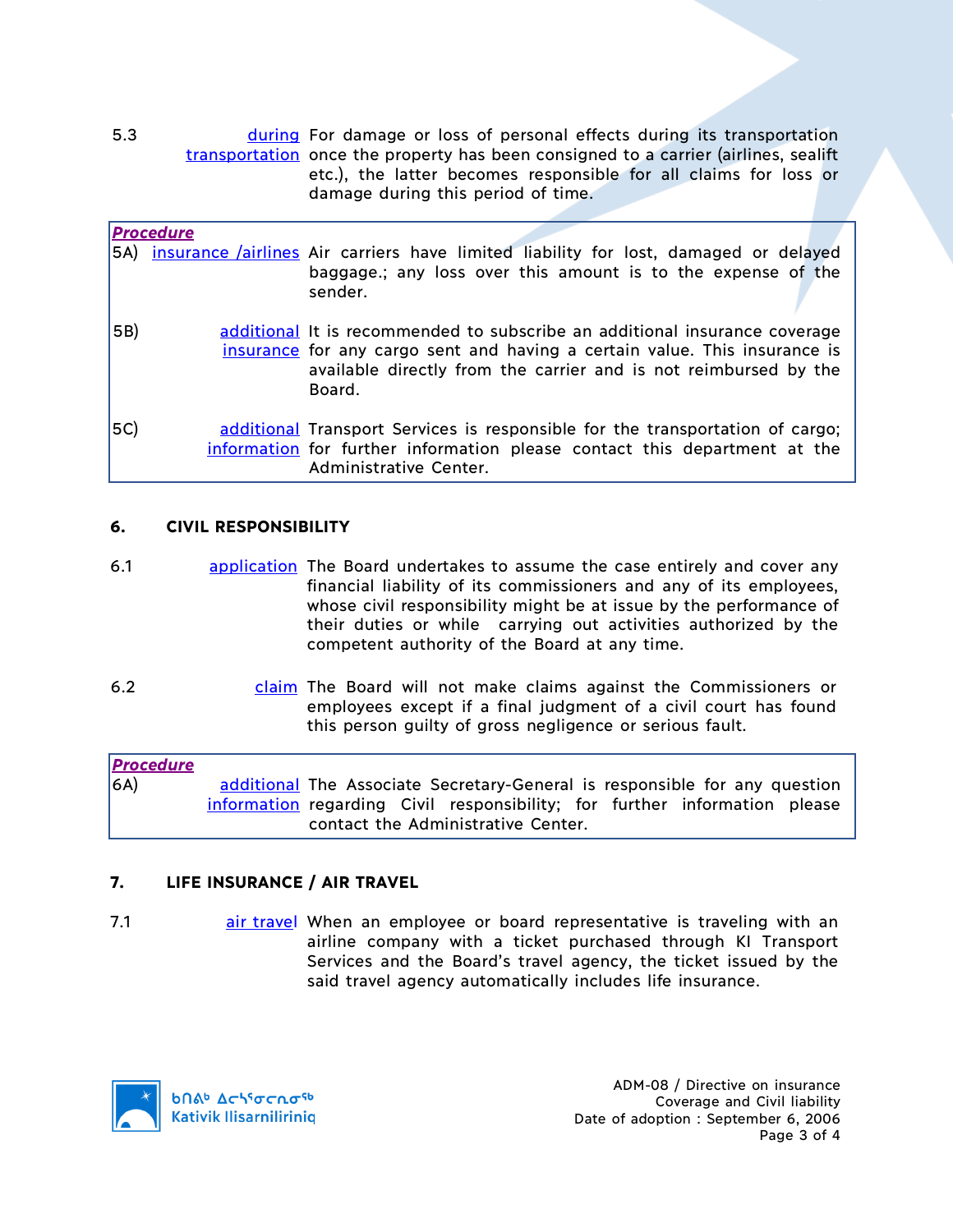5.3 during transportation — For damage or loss of personal effects during its transportation once the property has been consigned to a carrier (airlines, sealift etc.), the latter becomes responsible for all claims for loss or damage during this period of time.

***Procedure***

5A) insurance /airlines — Air carriers have limited liability for lost, damaged or delayed baggage.; any loss over this amount is to the expense of the sender.

5B) additional insurance — It is recommended to subscribe an additional insurance coverage for any cargo sent and having a certain value. This insurance is available directly from the carrier and is not reimbursed by the Board.

5C) additional information — Transport Services is responsible for the transportation of cargo; for further information please contact this department at the Administrative Center.

## 6. CIVIL RESPONSIBILITY

6.1 application — The Board undertakes to assume the case entirely and cover any financial liability of its commissioners and any of its employees, whose civil responsibility might be at issue by the performance of their duties or while carrying out activities authorized by the competent authority of the Board at any time.

6.2 claim — The Board will not make claims against the Commissioners or employees except if a final judgment of a civil court has found this person guilty of gross negligence or serious fault.

***Procedure***

6A) additional information — The Associate Secretary-General is responsible for any question regarding Civil responsibility; for further information please contact the Administrative Center.

## 7. LIFE INSURANCE / AIR TRAVEL

7.1 air travel — When an employee or board representative is traveling with an airline company with a ticket purchased through KI Transport Services and the Board's travel agency, the ticket issued by the said travel agency automatically includes life insurance.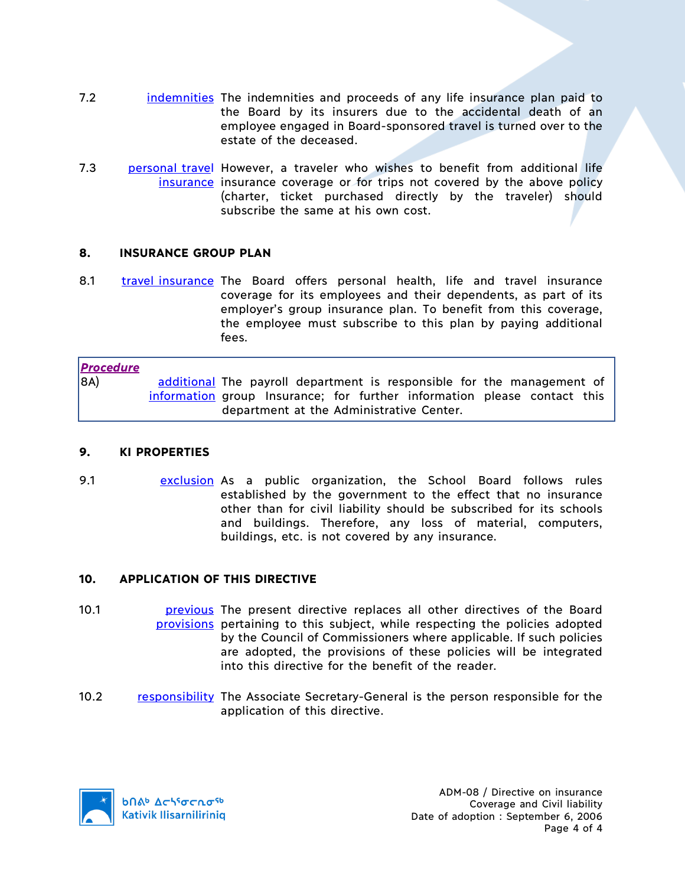7.2 indemnities The indemnities and proceeds of any life insurance plan paid to the Board by its insurers due to the accidental death of an employee engaged in Board-sponsored travel is turned over to the estate of the deceased.

7.3 personal travel insurance However, a traveler who wishes to benefit from additional life insurance coverage or for trips not covered by the above policy (charter, ticket purchased directly by the traveler) should subscribe the same at his own cost.

## 8. INSURANCE GROUP PLAN

8.1 travel insurance The Board offers personal health, life and travel insurance coverage for its employees and their dependents, as part of its employer's group insurance plan. To benefit from this coverage, the employee must subscribe to this plan by paying additional fees.

***Procedure***

8A) additional information The payroll department is responsible for the management of group Insurance; for further information please contact this department at the Administrative Center.

## 9. KI PROPERTIES

9.1 exclusion As a public organization, the School Board follows rules established by the government to the effect that no insurance other than for civil liability should be subscribed for its schools and buildings. Therefore, any loss of material, computers, buildings, etc. is not covered by any insurance.

## 10. APPLICATION OF THIS DIRECTIVE

10.1 previous provisions The present directive replaces all other directives of the Board pertaining to this subject, while respecting the policies adopted by the Council of Commissioners where applicable. If such policies are adopted, the provisions of these policies will be integrated into this directive for the benefit of the reader.

10.2 responsibility The Associate Secretary-General is the person responsible for the application of this directive.